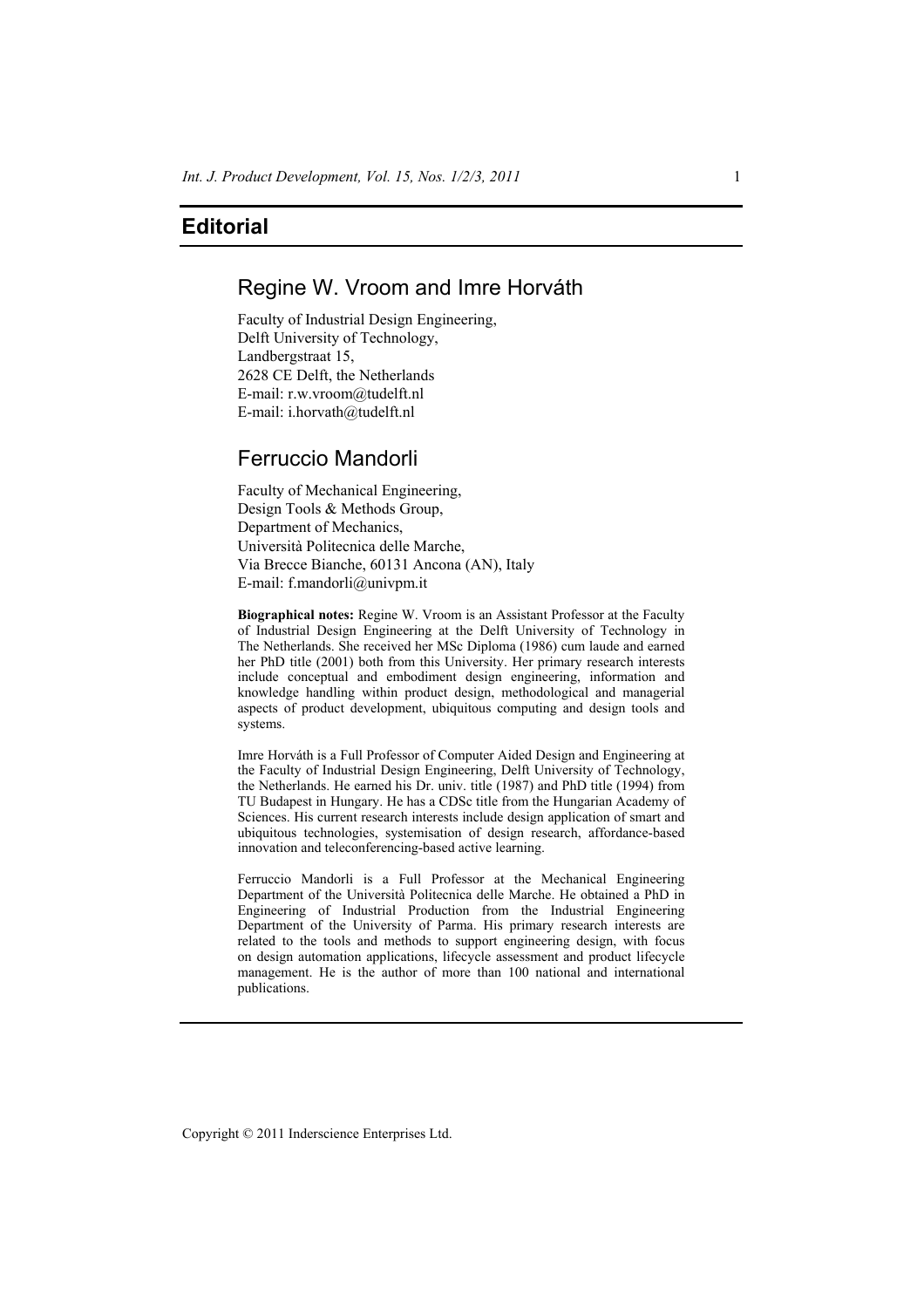# Editorial

## Regine W. Vroom and Imre Horváth

Faculty of Industrial Design Engineering,
Delft University of Technology,
Landbergstraat 15,
2628 CE Delft, the Netherlands
E-mail: r.w.vroom@tudelft.nl
E-mail: i.horvath@tudelft.nl

## Ferruccio Mandorli

Faculty of Mechanical Engineering,
Design Tools & Methods Group,
Department of Mechanics,
Università Politecnica delle Marche,
Via Brecce Bianche, 60131 Ancona (AN), Italy
E-mail: f.mandorli@univpm.it

**Biographical notes:** Regine W. Vroom is an Assistant Professor at the Faculty of Industrial Design Engineering at the Delft University of Technology in The Netherlands. She received her MSc Diploma (1986) cum laude and earned her PhD title (2001) both from this University. Her primary research interests include conceptual and embodiment design engineering, information and knowledge handling within product design, methodological and managerial aspects of product development, ubiquitous computing and design tools and systems.

Imre Horváth is a Full Professor of Computer Aided Design and Engineering at the Faculty of Industrial Design Engineering, Delft University of Technology, the Netherlands. He earned his Dr. univ. title (1987) and PhD title (1994) from TU Budapest in Hungary. He has a CDSc title from the Hungarian Academy of Sciences. His current research interests include design application of smart and ubiquitous technologies, systemisation of design research, affordance-based innovation and teleconferencing-based active learning.

Ferruccio Mandorli is a Full Professor at the Mechanical Engineering Department of the Università Politecnica delle Marche. He obtained a PhD in Engineering of Industrial Production from the Industrial Engineering Department of the University of Parma. His primary research interests are related to the tools and methods to support engineering design, with focus on design automation applications, lifecycle assessment and product lifecycle management. He is the author of more than 100 national and international publications.

Copyright © 2011 Inderscience Enterprises Ltd.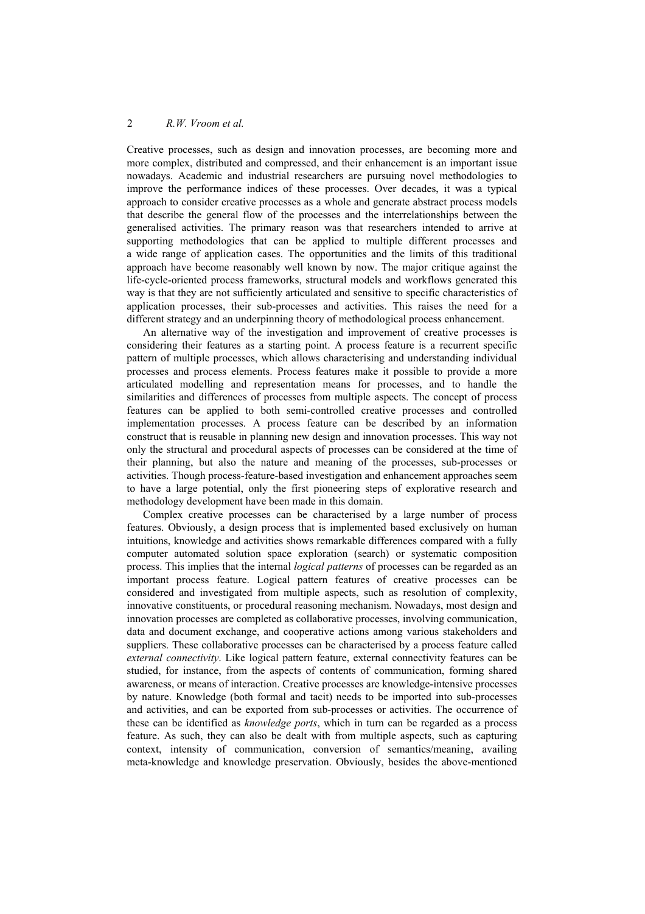Creative processes, such as design and innovation processes, are becoming more and more complex, distributed and compressed, and their enhancement is an important issue nowadays. Academic and industrial researchers are pursuing novel methodologies to improve the performance indices of these processes. Over decades, it was a typical approach to consider creative processes as a whole and generate abstract process models that describe the general flow of the processes and the interrelationships between the generalised activities. The primary reason was that researchers intended to arrive at supporting methodologies that can be applied to multiple different processes and a wide range of application cases. The opportunities and the limits of this traditional approach have become reasonably well known by now. The major critique against the life-cycle-oriented process frameworks, structural models and workflows generated this way is that they are not sufficiently articulated and sensitive to specific characteristics of application processes, their sub-processes and activities. This raises the need for a different strategy and an underpinning theory of methodological process enhancement.

An alternative way of the investigation and improvement of creative processes is considering their features as a starting point. A process feature is a recurrent specific pattern of multiple processes, which allows characterising and understanding individual processes and process elements. Process features make it possible to provide a more articulated modelling and representation means for processes, and to handle the similarities and differences of processes from multiple aspects. The concept of process features can be applied to both semi-controlled creative processes and controlled implementation processes. A process feature can be described by an information construct that is reusable in planning new design and innovation processes. This way not only the structural and procedural aspects of processes can be considered at the time of their planning, but also the nature and meaning of the processes, sub-processes or activities. Though process-feature-based investigation and enhancement approaches seem to have a large potential, only the first pioneering steps of explorative research and methodology development have been made in this domain.

Complex creative processes can be characterised by a large number of process features. Obviously, a design process that is implemented based exclusively on human intuitions, knowledge and activities shows remarkable differences compared with a fully computer automated solution space exploration (search) or systematic composition process. This implies that the internal *logical patterns* of processes can be regarded as an important process feature. Logical pattern features of creative processes can be considered and investigated from multiple aspects, such as resolution of complexity, innovative constituents, or procedural reasoning mechanism. Nowadays, most design and innovation processes are completed as collaborative processes, involving communication, data and document exchange, and cooperative actions among various stakeholders and suppliers. These collaborative processes can be characterised by a process feature called *external connectivity*. Like logical pattern feature, external connectivity features can be studied, for instance, from the aspects of contents of communication, forming shared awareness, or means of interaction. Creative processes are knowledge-intensive processes by nature. Knowledge (both formal and tacit) needs to be imported into sub-processes and activities, and can be exported from sub-processes or activities. The occurrence of these can be identified as *knowledge ports*, which in turn can be regarded as a process feature. As such, they can also be dealt with from multiple aspects, such as capturing context, intensity of communication, conversion of semantics/meaning, availing meta-knowledge and knowledge preservation. Obviously, besides the above-mentioned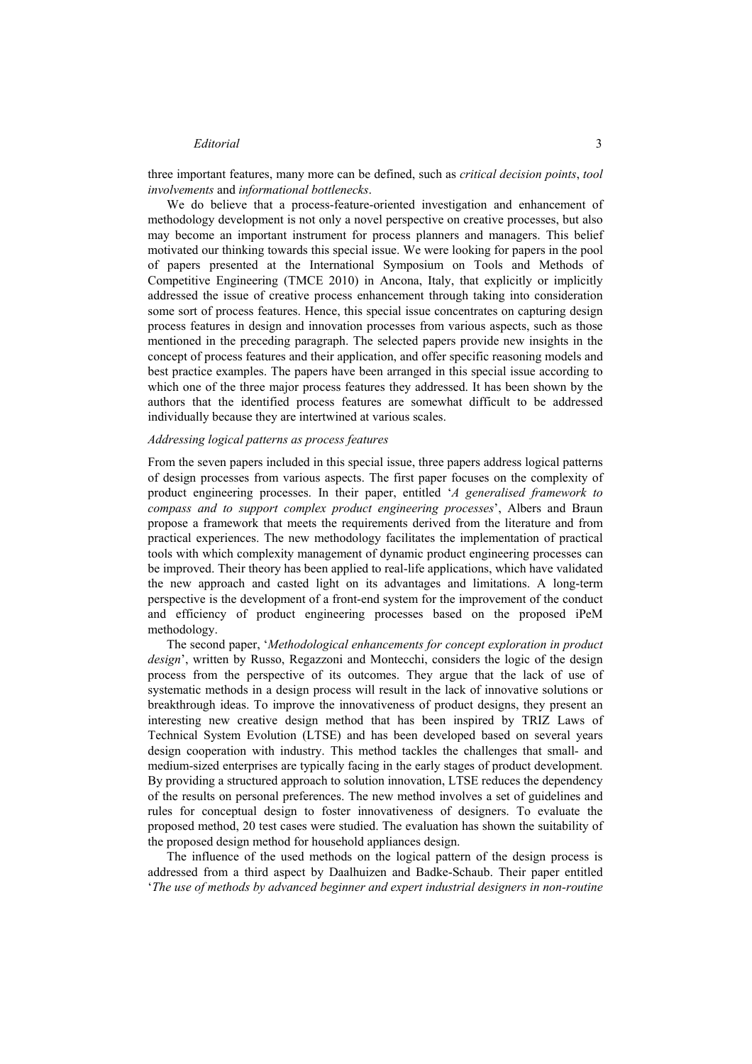three important features, many more can be defined, such as *critical decision points*, *tool involvements* and *informational bottlenecks*.

We do believe that a process-feature-oriented investigation and enhancement of methodology development is not only a novel perspective on creative processes, but also may become an important instrument for process planners and managers. This belief motivated our thinking towards this special issue. We were looking for papers in the pool of papers presented at the International Symposium on Tools and Methods of Competitive Engineering (TMCE 2010) in Ancona, Italy, that explicitly or implicitly addressed the issue of creative process enhancement through taking into consideration some sort of process features. Hence, this special issue concentrates on capturing design process features in design and innovation processes from various aspects, such as those mentioned in the preceding paragraph. The selected papers provide new insights in the concept of process features and their application, and offer specific reasoning models and best practice examples. The papers have been arranged in this special issue according to which one of the three major process features they addressed. It has been shown by the authors that the identified process features are somewhat difficult to be addressed individually because they are intertwined at various scales.

*Addressing logical patterns as process features*

From the seven papers included in this special issue, three papers address logical patterns of design processes from various aspects. The first paper focuses on the complexity of product engineering processes. In their paper, entitled '*A generalised framework to compass and to support complex product engineering processes*', Albers and Braun propose a framework that meets the requirements derived from the literature and from practical experiences. The new methodology facilitates the implementation of practical tools with which complexity management of dynamic product engineering processes can be improved. Their theory has been applied to real-life applications, which have validated the new approach and casted light on its advantages and limitations. A long-term perspective is the development of a front-end system for the improvement of the conduct and efficiency of product engineering processes based on the proposed iPeM methodology.

The second paper, '*Methodological enhancements for concept exploration in product design*', written by Russo, Regazzoni and Montecchi, considers the logic of the design process from the perspective of its outcomes. They argue that the lack of use of systematic methods in a design process will result in the lack of innovative solutions or breakthrough ideas. To improve the innovativeness of product designs, they present an interesting new creative design method that has been inspired by TRIZ Laws of Technical System Evolution (LTSE) and has been developed based on several years design cooperation with industry. This method tackles the challenges that small- and medium-sized enterprises are typically facing in the early stages of product development. By providing a structured approach to solution innovation, LTSE reduces the dependency of the results on personal preferences. The new method involves a set of guidelines and rules for conceptual design to foster innovativeness of designers. To evaluate the proposed method, 20 test cases were studied. The evaluation has shown the suitability of the proposed design method for household appliances design.

The influence of the used methods on the logical pattern of the design process is addressed from a third aspect by Daalhuizen and Badke-Schaub. Their paper entitled '*The use of methods by advanced beginner and expert industrial designers in non-routine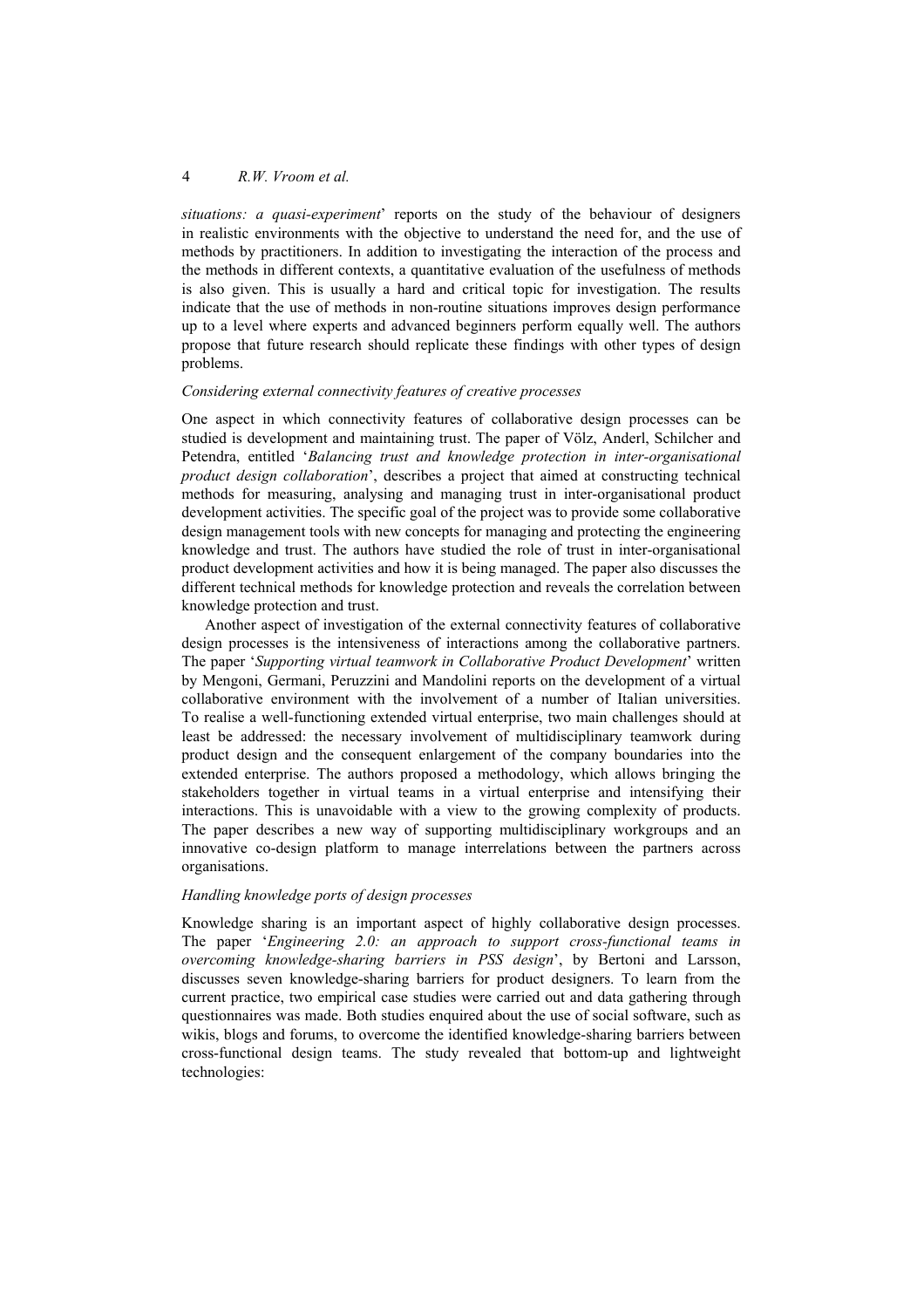*situations: a quasi-experiment*' reports on the study of the behaviour of designers in realistic environments with the objective to understand the need for, and the use of methods by practitioners. In addition to investigating the interaction of the process and the methods in different contexts, a quantitative evaluation of the usefulness of methods is also given. This is usually a hard and critical topic for investigation. The results indicate that the use of methods in non-routine situations improves design performance up to a level where experts and advanced beginners perform equally well. The authors propose that future research should replicate these findings with other types of design problems.

*Considering external connectivity features of creative processes*

One aspect in which connectivity features of collaborative design processes can be studied is development and maintaining trust. The paper of Völz, Anderl, Schilcher and Petendra, entitled '*Balancing trust and knowledge protection in inter-organisational product design collaboration*', describes a project that aimed at constructing technical methods for measuring, analysing and managing trust in inter-organisational product development activities. The specific goal of the project was to provide some collaborative design management tools with new concepts for managing and protecting the engineering knowledge and trust. The authors have studied the role of trust in inter-organisational product development activities and how it is being managed. The paper also discusses the different technical methods for knowledge protection and reveals the correlation between knowledge protection and trust.

Another aspect of investigation of the external connectivity features of collaborative design processes is the intensiveness of interactions among the collaborative partners. The paper '*Supporting virtual teamwork in Collaborative Product Development*' written by Mengoni, Germani, Peruzzini and Mandolini reports on the development of a virtual collaborative environment with the involvement of a number of Italian universities. To realise a well-functioning extended virtual enterprise, two main challenges should at least be addressed: the necessary involvement of multidisciplinary teamwork during product design and the consequent enlargement of the company boundaries into the extended enterprise. The authors proposed a methodology, which allows bringing the stakeholders together in virtual teams in a virtual enterprise and intensifying their interactions. This is unavoidable with a view to the growing complexity of products. The paper describes a new way of supporting multidisciplinary workgroups and an innovative co-design platform to manage interrelations between the partners across organisations.

*Handling knowledge ports of design processes*

Knowledge sharing is an important aspect of highly collaborative design processes. The paper '*Engineering 2.0: an approach to support cross-functional teams in overcoming knowledge-sharing barriers in PSS design*', by Bertoni and Larsson, discusses seven knowledge-sharing barriers for product designers. To learn from the current practice, two empirical case studies were carried out and data gathering through questionnaires was made. Both studies enquired about the use of social software, such as wikis, blogs and forums, to overcome the identified knowledge-sharing barriers between cross-functional design teams. The study revealed that bottom-up and lightweight technologies: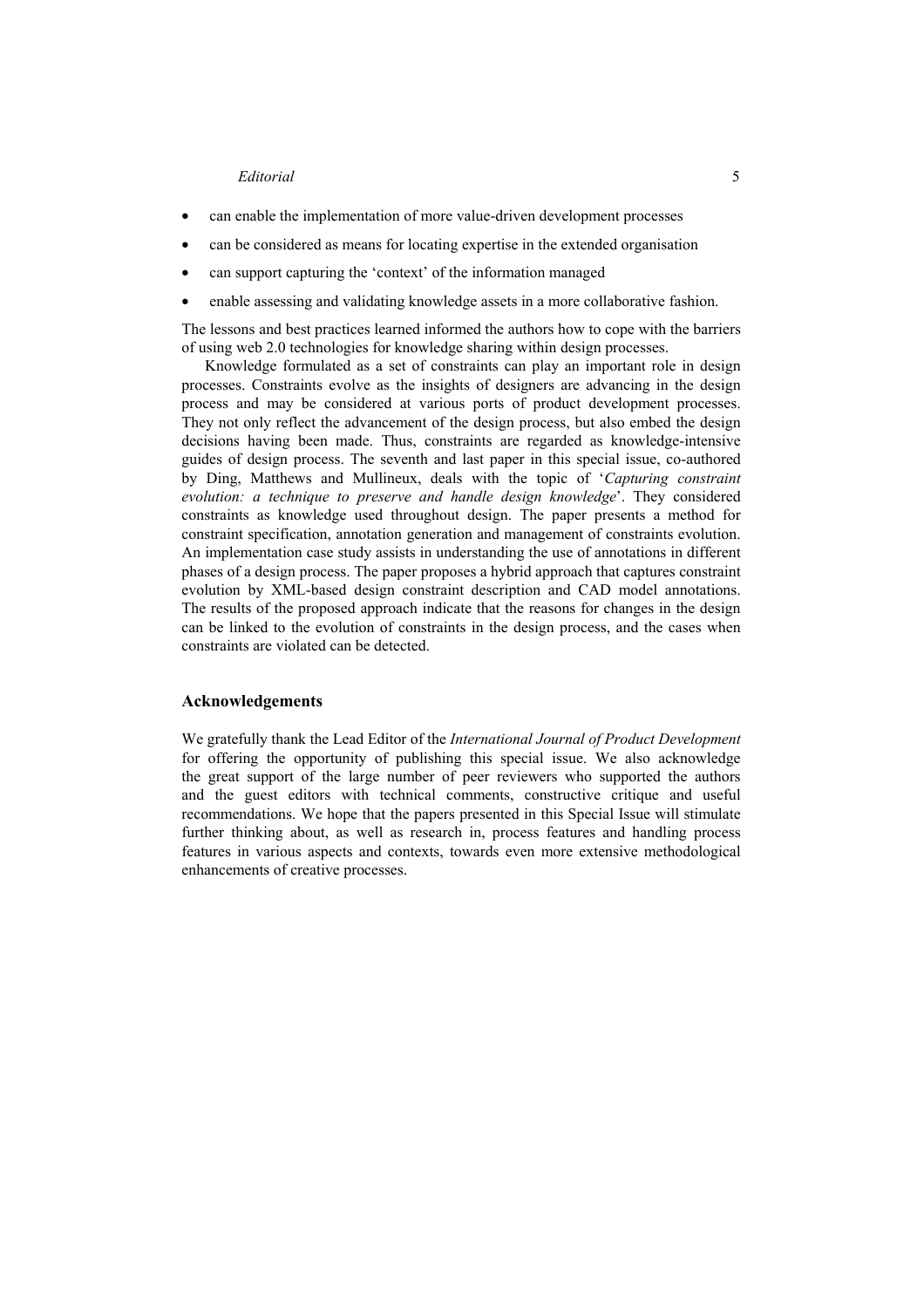- can enable the implementation of more value-driven development processes
- can be considered as means for locating expertise in the extended organisation
- can support capturing the 'context' of the information managed
- enable assessing and validating knowledge assets in a more collaborative fashion.

The lessons and best practices learned informed the authors how to cope with the barriers of using web 2.0 technologies for knowledge sharing within design processes.

Knowledge formulated as a set of constraints can play an important role in design processes. Constraints evolve as the insights of designers are advancing in the design process and may be considered at various ports of product development processes. They not only reflect the advancement of the design process, but also embed the design decisions having been made. Thus, constraints are regarded as knowledge-intensive guides of design process. The seventh and last paper in this special issue, co-authored by Ding, Matthews and Mullineux, deals with the topic of '*Capturing constraint evolution: a technique to preserve and handle design knowledge*'. They considered constraints as knowledge used throughout design. The paper presents a method for constraint specification, annotation generation and management of constraints evolution. An implementation case study assists in understanding the use of annotations in different phases of a design process. The paper proposes a hybrid approach that captures constraint evolution by XML-based design constraint description and CAD model annotations. The results of the proposed approach indicate that the reasons for changes in the design can be linked to the evolution of constraints in the design process, and the cases when constraints are violated can be detected.

## Acknowledgements

We gratefully thank the Lead Editor of the *International Journal of Product Development* for offering the opportunity of publishing this special issue. We also acknowledge the great support of the large number of peer reviewers who supported the authors and the guest editors with technical comments, constructive critique and useful recommendations. We hope that the papers presented in this Special Issue will stimulate further thinking about, as well as research in, process features and handling process features in various aspects and contexts, towards even more extensive methodological enhancements of creative processes.